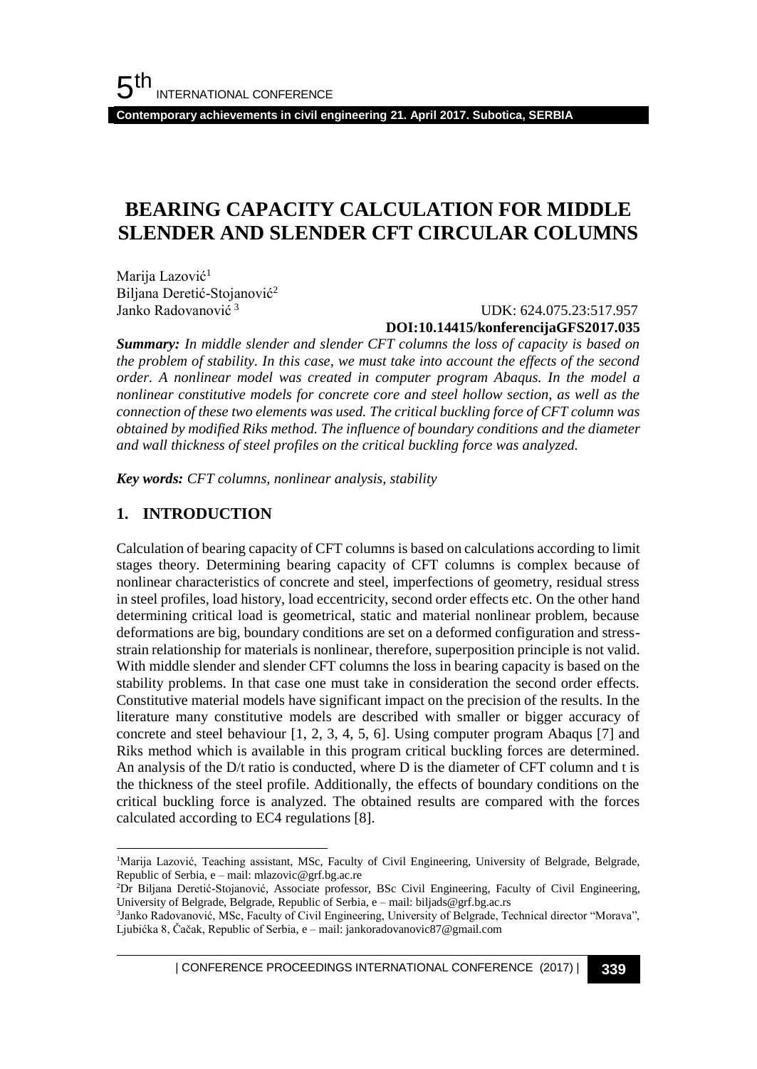# BEARING CAPACITY CALCULATION FOR MIDDLE SLENDER AND SLENDER CFT CIRCULAR COLUMNS

Marija Lazović[1]
Biljana Deretić-Stojanović[2]
Janko Radovanović [3]

UDK: 624.075.23:517.957
**DOI:10.14415/konferencijaGFS2017.035**

***Summary:*** *In middle slender and slender CFT columns the loss of capacity is based on the problem of stability. In this case, we must take into account the effects of the second order. A nonlinear model was created in computer program Abaqus. In the model a nonlinear constitutive models for concrete core and steel hollow section, as well as the connection of these two elements was used. The critical buckling force of CFT column was obtained by modified Riks method. The influence of boundary conditions and the diameter and wall thickness of steel profiles on the critical buckling force was analyzed.*

***Key words:*** *CFT columns, nonlinear analysis, stability*

## 1. INTRODUCTION

Calculation of bearing capacity of CFT columns is based on calculations according to limit stages theory. Determining bearing capacity of CFT columns is complex because of nonlinear characteristics of concrete and steel, imperfections of geometry, residual stress in steel profiles, load history, load eccentricity, second order effects etc. On the other hand determining critical load is geometrical, static and material nonlinear problem, because deformations are big, boundary conditions are set on a deformed configuration and stress-strain relationship for materials is nonlinear, therefore, superposition principle is not valid. With middle slender and slender CFT columns the loss in bearing capacity is based on the stability problems. In that case one must take in consideration the second order effects. Constitutive material models have significant impact on the precision of the results. In the literature many constitutive models are described with smaller or bigger accuracy of concrete and steel behaviour [1, 2, 3, 4, 5, 6]. Using computer program Abaqus [7] and Riks method which is available in this program critical buckling forces are determined. An analysis of the D/t ratio is conducted, where D is the diameter of CFT column and t is the thickness of the steel profile. Additionally, the effects of boundary conditions on the critical buckling force is analyzed. The obtained results are compared with the forces calculated according to EC4 regulations [8].

---

[1]Marija Lazović, Teaching assistant, MSc, Faculty of Civil Engineering, University of Belgrade, Belgrade, Republic of Serbia, e – mail: mlazovic@grf.bg.ac.re

[2]Dr Biljana Deretić-Stojanović, Associate professor, BSc Civil Engineering, Faculty of Civil Engineering, University of Belgrade, Belgrade, Republic of Serbia, e – mail: biljads@grf.bg.ac.rs

[3]Janko Radovanović, MSc, Faculty of Civil Engineering, University of Belgrade, Technical director "Morava", Ljubićka 8, Čačak, Republic of Serbia, e – mail: jankoradovanovic87@gmail.com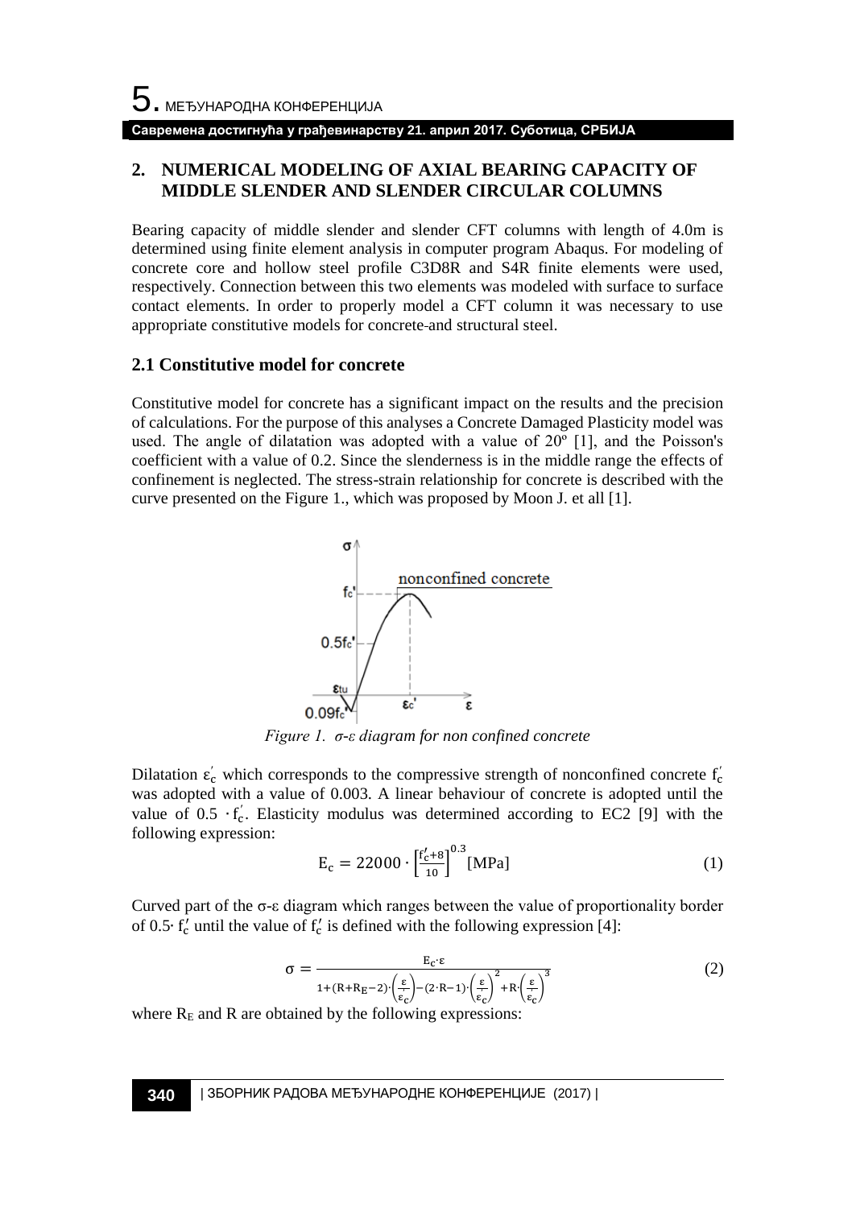## 2. NUMERICAL MODELING OF AXIAL BEARING CAPACITY OF MIDDLE SLENDER AND SLENDER CIRCULAR COLUMNS

Bearing capacity of middle slender and slender CFT columns with length of 4.0m is determined using finite element analysis in computer program Abaqus. For modeling of concrete core and hollow steel profile C3D8R and S4R finite elements were used, respectively. Connection between this two elements was modeled with surface to surface contact elements. In order to properly model a CFT column it was necessary to use appropriate constitutive models for concrete and structural steel.

### 2.1 Constitutive model for concrete

Constitutive model for concrete has a significant impact on the results and the precision of calculations. For the purpose of this analyses a Concrete Damaged Plasticity model was used. The angle of dilatation was adopted with a value of 20º [1], and the Poisson's coefficient with a value of 0.2. Since the slenderness is in the middle range the effects of confinement is neglected. The stress-strain relationship for concrete is described with the curve presented on the Figure 1., which was proposed by Moon J. et all [1].

*Figure 1. σ-ε diagram for non confined concrete*

Dilatation $\varepsilon_c^{'}$ which corresponds to the compressive strength of nonconfined concrete $f_c^{'}$ was adopted with a value of 0.003. A linear behaviour of concrete is adopted until the value of $0.5 \cdot f_c^{'}$. Elasticity modulus was determined according to EC2 [9] with the following expression:

$$E_c = 22000 \cdot \left[\frac{f_c^{\prime}+8}{10}\right]^{0.3} [\text{MPa}] \tag{1}$$

Curved part of the σ-ε diagram which ranges between the value of proportionality border of $0.5 \cdot f_c^{\prime}$ until the value of $f_c^{\prime}$ is defined with the following expression [4]:

$$\sigma = \frac{E_c \cdot \varepsilon}{1+(R+R_E-2)\cdot\left(\frac{\varepsilon}{\varepsilon_c^{'}}\right)-(2\cdot R-1)\cdot\left(\frac{\varepsilon}{\varepsilon_c^{'}}\right)^2+R\cdot\left(\frac{\varepsilon}{\varepsilon_c^{'}}\right)^3} \tag{2}$$

where $R_E$ and $R$ are obtained by the following expressions: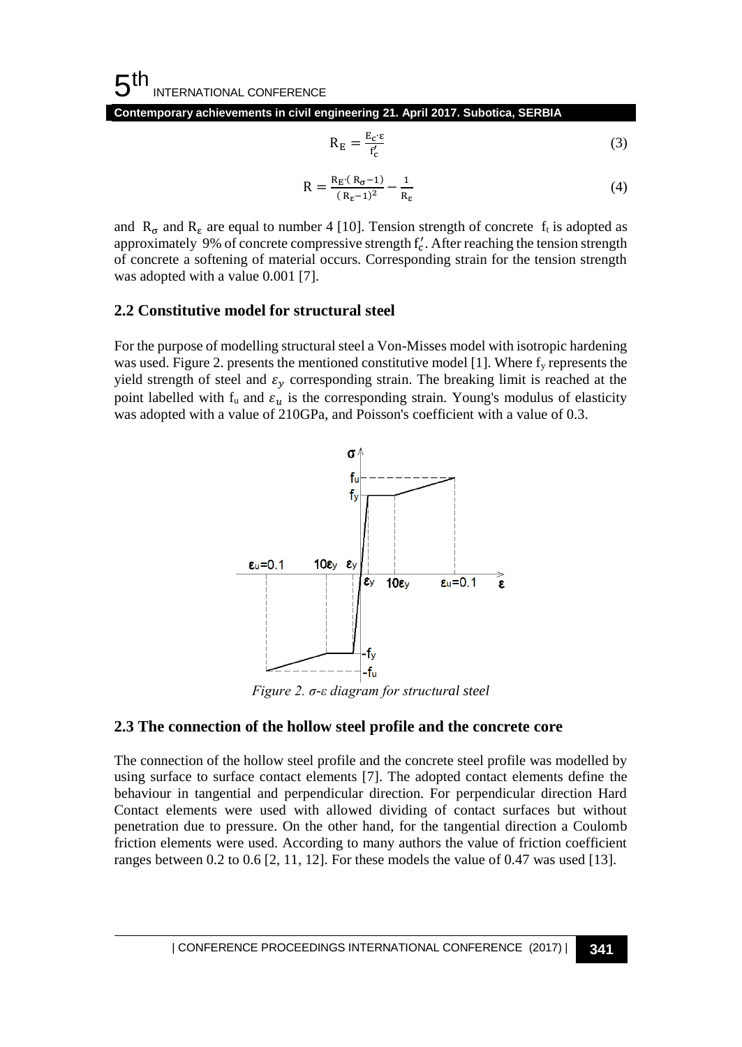$$R_E = \frac{E_c \cdot \varepsilon}{f_c'} \tag{3}$$

$$R = \frac{R_E \cdot (R_\sigma - 1)}{(R_\varepsilon - 1)^2} - \frac{1}{R_\varepsilon} \tag{4}$$

and $R_\sigma$ and $R_\varepsilon$ are equal to number 4 [10]. Tension strength of concrete $f_t$ is adopted as approximately 9% of concrete compressive strength $f_c'$. After reaching the tension strength of concrete a softening of material occurs. Corresponding strain for the tension strength was adopted with a value 0.001 [7].

## 2.2 Constitutive model for structural steel

For the purpose of modelling structural steel a Von-Misses model with isotropic hardening was used. Figure 2. presents the mentioned constitutive model [1]. Where $f_y$ represents the yield strength of steel and $\varepsilon_y$ corresponding strain. The breaking limit is reached at the point labelled with $f_u$ and $\varepsilon_u$ is the corresponding strain. Young's modulus of elasticity was adopted with a value of 210GPa, and Poisson's coefficient with a value of 0.3.

*Figure 2. σ-ε diagram for structural steel*

## 2.3 The connection of the hollow steel profile and the concrete core

The connection of the hollow steel profile and the concrete steel profile was modelled by using surface to surface contact elements [7]. The adopted contact elements define the behaviour in tangential and perpendicular direction. For perpendicular direction Hard Contact elements were used with allowed dividing of contact surfaces but without penetration due to pressure. On the other hand, for the tangential direction a Coulomb friction elements were used. According to many authors the value of friction coefficient ranges between 0.2 to 0.6 [2, 11, 12]. For these models the value of 0.47 was used [13].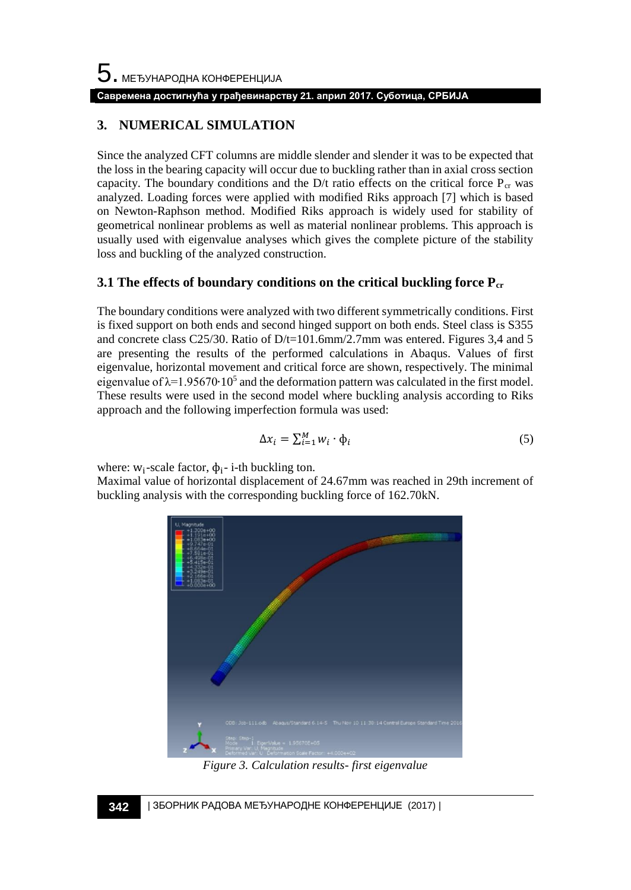## 3. NUMERICAL SIMULATION

Since the analyzed CFT columns are middle slender and slender it was to be expected that the loss in the bearing capacity will occur due to buckling rather than in axial cross section capacity. The boundary conditions and the D/t ratio effects on the critical force $P_{cr}$ was analyzed. Loading forces were applied with modified Riks approach [7] which is based on Newton-Raphson method. Modified Riks approach is widely used for stability of geometrical nonlinear problems as well as material nonlinear problems. This approach is usually used with eigenvalue analyses which gives the complete picture of the stability loss and buckling of the analyzed construction.

### 3.1 The effects of boundary conditions on the critical buckling force $P_{cr}$

The boundary conditions were analyzed with two different symmetrically conditions. First is fixed support on both ends and second hinged support on both ends. Steel class is S355 and concrete class C25/30. Ratio of D/t=101.6mm/2.7mm was entered. Figures 3,4 and 5 are presenting the results of the performed calculations in Abaqus. Values of first eigenvalue, horizontal movement and critical force are shown, respectively. The minimal eigenvalue of $\lambda=1.95670 \cdot 10^5$ and the deformation pattern was calculated in the first model. These results were used in the second model where buckling analysis according to Riks approach and the following imperfection formula was used:

$$\Delta x_i = \sum_{i=1}^{M} w_i \cdot \phi_i \tag{5}$$

where: $w_i$-scale factor, $\phi_i$- i-th buckling ton.
Maximal value of horizontal displacement of 24.67mm was reached in 29th increment of buckling analysis with the corresponding buckling force of 162.70kN.

*Figure 3. Calculation results- first eigenvalue*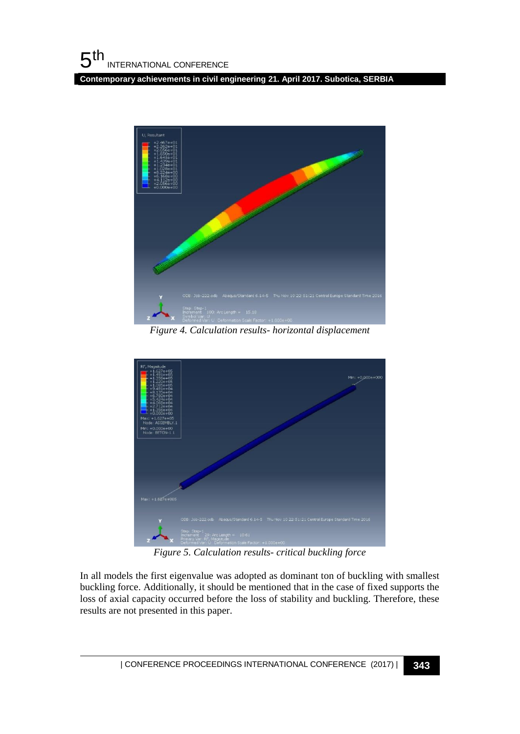*Figure 4. Calculation results- horizontal displacement*

*Figure 5. Calculation results- critical buckling force*

In all models the first eigenvalue was adopted as dominant ton of buckling with smallest buckling force. Additionally, it should be mentioned that in the case of fixed supports the loss of axial capacity occurred before the loss of stability and buckling. Therefore, these results are not presented in this paper.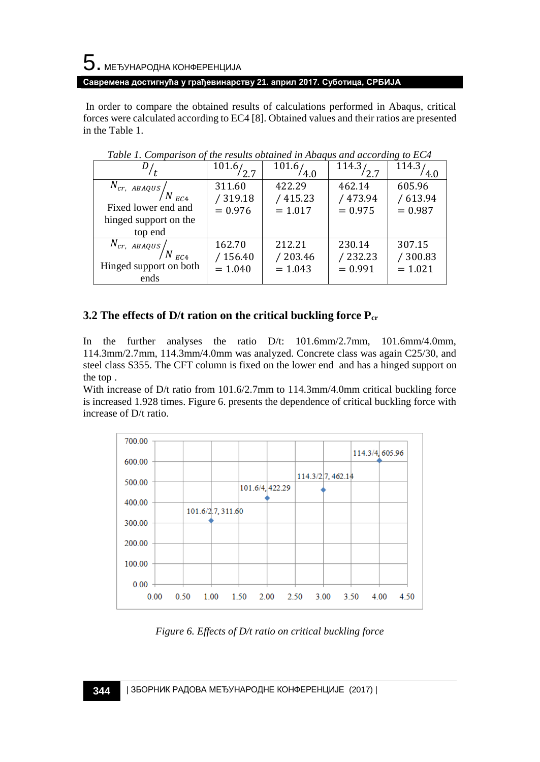In order to compare the obtained results of calculations performed in Abaqus, critical forces were calculated according to EC4 [8]. Obtained values and their ratios are presented in the Table 1.

*Table 1. Comparison of the results obtained in Abaqus and according to EC4*

| $D/_t$ | $101.6/_{2.7}$ | $101.6/_{4.0}$ | $114.3/_{2.7}$ | $114.3/_{4.0}$ |
|---|---|---|---|---|
| $N_{cr,\ ABAQUS}/N_{EC4}$ Fixed lower end and hinged support on the top end | $311.60 / 319.18 = 0.976$ | $422.29 / 415.23 = 1.017$ | $462.14 / 473.94 = 0.975$ | $605.96 / 613.94 = 0.987$ |
| $N_{cr,\ ABAQUS}/N_{EC4}$ Hinged support on both ends | $162.70 / 156.40 = 1.040$ | $212.21 / 203.46 = 1.043$ | $230.14 / 232.23 = 0.991$ | $307.15 / 300.83 = 1.021$ |

### 3.2 The effects of D/t ration on the critical buckling force $P_{cr}$

In the further analyses the ratio D/t: 101.6mm/2.7mm, 101.6mm/4.0mm, 114.3mm/2.7mm, 114.3mm/4.0mm was analyzed. Concrete class was again C25/30, and steel class S355. The CFT column is fixed on the lower end and has a hinged support on the top .

With increase of D/t ratio from 101.6/2.7mm to 114.3mm/4.0mm critical buckling force is increased 1.928 times. Figure 6. presents the dependence of critical buckling force with increase of D/t ratio.

*Figure 6. Effects of D/t ratio on critical buckling force*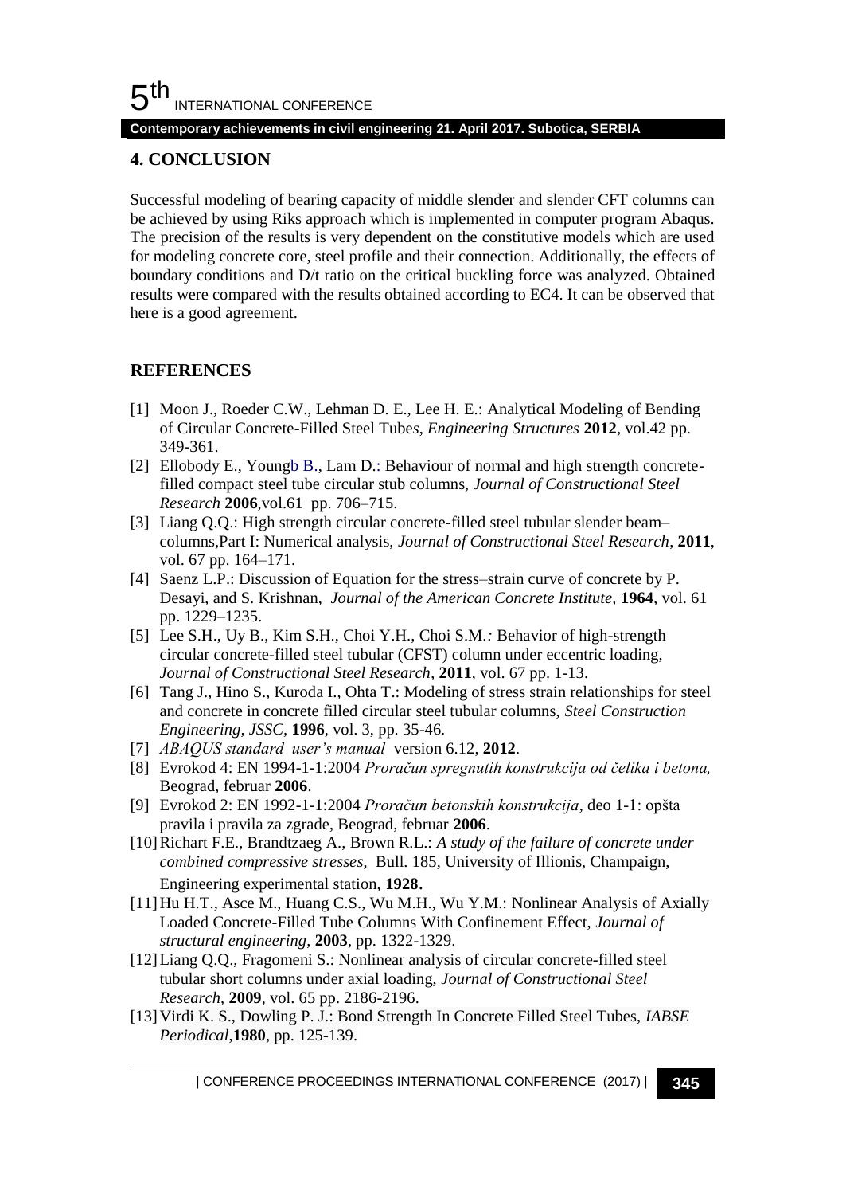## 4. CONCLUSION

Successful modeling of bearing capacity of middle slender and slender CFT columns can be achieved by using Riks approach which is implemented in computer program Abaqus. The precision of the results is very dependent on the constitutive models which are used for modeling concrete core, steel profile and their connection. Additionally, the effects of boundary conditions and D/t ratio on the critical buckling force was analyzed. Obtained results were compared with the results obtained according to EC4. It can be observed that here is a good agreement.

## REFERENCES

[1] Moon J., Roeder C.W., Lehman D. E., Lee H. E.: Analytical Modeling of Bending of Circular Concrete-Filled Steel Tubes, *Engineering Structures* **2012**, vol.42 pp. 349-361.

[2] Ellobody E., Youngb B., Lam D.: Behaviour of normal and high strength concrete-filled compact steel tube circular stub columns, *Journal of Constructional Steel Research* **2006**,vol.61 pp. 706–715.

[3] Liang Q.Q.: High strength circular concrete-filled steel tubular slender beam–columns,Part I: Numerical analysis, *Journal of Constructional Steel Research*, **2011**, vol. 67 pp. 164–171.

[4] Saenz L.P.: Discussion of Equation for the stress–strain curve of concrete by P. Desayi, and S. Krishnan, *Journal of the American Concrete Institute*, **1964**, vol. 61 pp. 1229–1235.

[5] Lee S.H., Uy B., Kim S.H., Choi Y.H., Choi S.M.: Behavior of high-strength circular concrete-filled steel tubular (CFST) column under eccentric loading, *Journal of Constructional Steel Research*, **2011**, vol. 67 pp. 1-13.

[6] Tang J., Hino S., Kuroda I., Ohta T.: Modeling of stress strain relationships for steel and concrete in concrete filled circular steel tubular columns, *Steel Construction Engineering, JSSC*, **1996**, vol. 3, pp. 35-46.

[7] *ABAQUS standard user's manual* version 6.12, **2012**.

[8] Evrokod 4: EN 1994-1-1:2004 *Proračun spregnutih konstrukcija od čelika i betona,* Beograd, februar **2006**.

[9] Evrokod 2: EN 1992-1-1:2004 *Proračun betonskih konstrukcija*, deo 1-1: opšta pravila i pravila za zgrade, Beograd, februar **2006**.

[10] Richart F.E., Brandtzaeg A., Brown R.L.: *A study of the failure of concrete under combined compressive stresses*, Bull. 185, University of Illionis, Champaign, Engineering experimental station, **1928**.

[11] Hu H.T., Asce M., Huang C.S., Wu M.H., Wu Y.M.: Nonlinear Analysis of Axially Loaded Concrete-Filled Tube Columns With Confinement Effect, *Journal of structural engineering,* **2003**, pp. 1322-1329.

[12] Liang Q.Q., Fragomeni S.: Nonlinear analysis of circular concrete-filled steel tubular short columns under axial loading, *Journal of Constructional Steel Research,* **2009**, vol. 65 pp. 2186-2196.

[13] Virdi K. S., Dowling P. J.: Bond Strength In Concrete Filled Steel Tubes, *IABSE Periodical*,**1980**, pp. 125-139.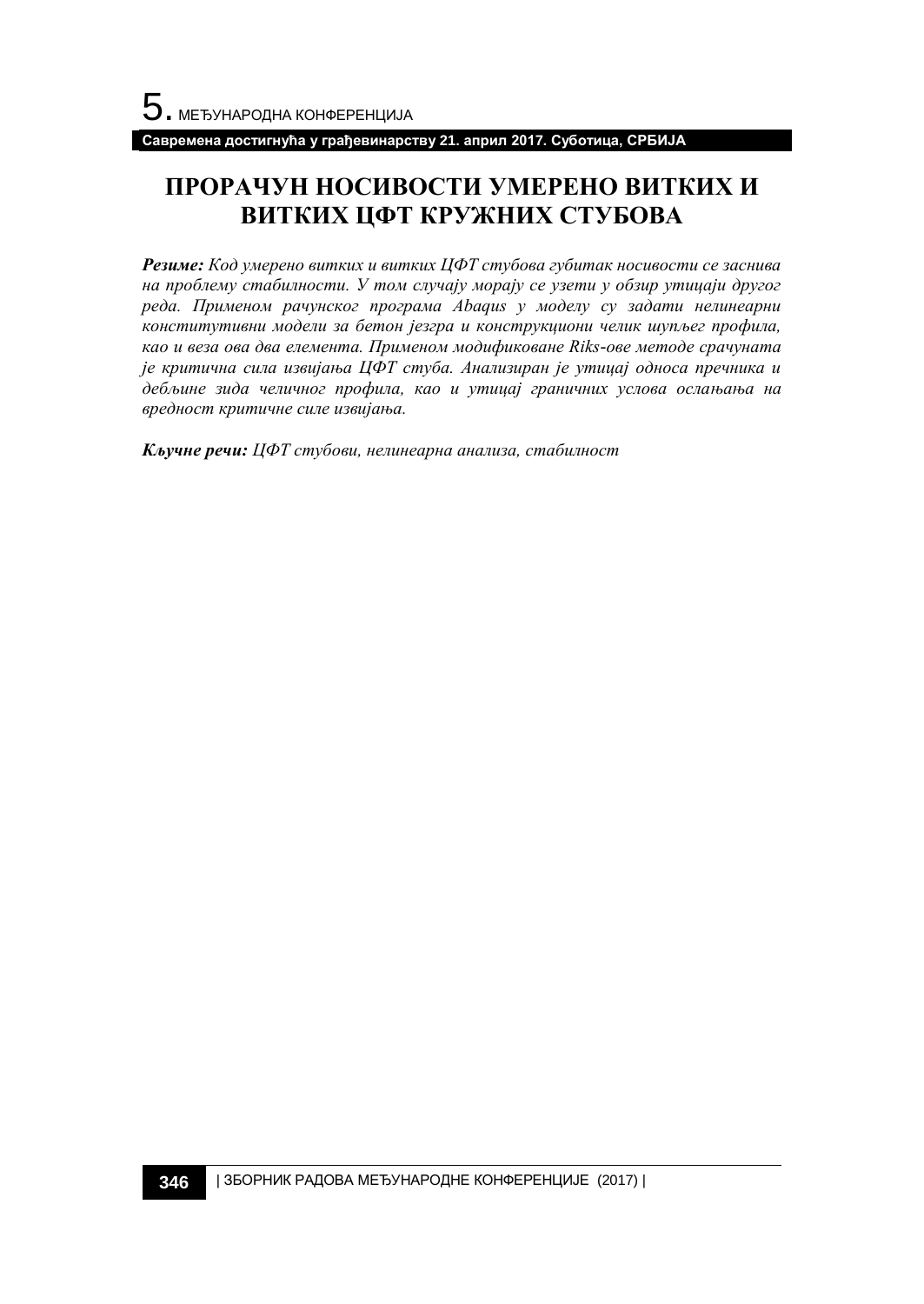# ПРОРАЧУН НОСИВОСТИ УМЕРЕНО ВИТКИХ И ВИТКИХ ЦФТ КРУЖНИХ СТУБОВА

***Резиме:*** *Код умерено витких и витких ЦФТ стубова губитак носивости се заснива на проблему стабилности. У том случају морају се узети у обзир утицаји другог реда. Применом рачунског програма Abaqus у моделу су задати нелинеарни конститутивни модели за бетон језгра и конструкциони челик шупљег профила, као и веза ова два елемента. Применом модификоване Riks-ове методе срачуната је критична сила извијања ЦФТ стуба. Анализиран је утицај односа пречника и дебљине зида челичног профила, као и утицај граничних услова ослањања на вредност критичне силе извијања.*

***Кључне речи:*** *ЦФТ стубови, нелинеарна анализа, стабилност*